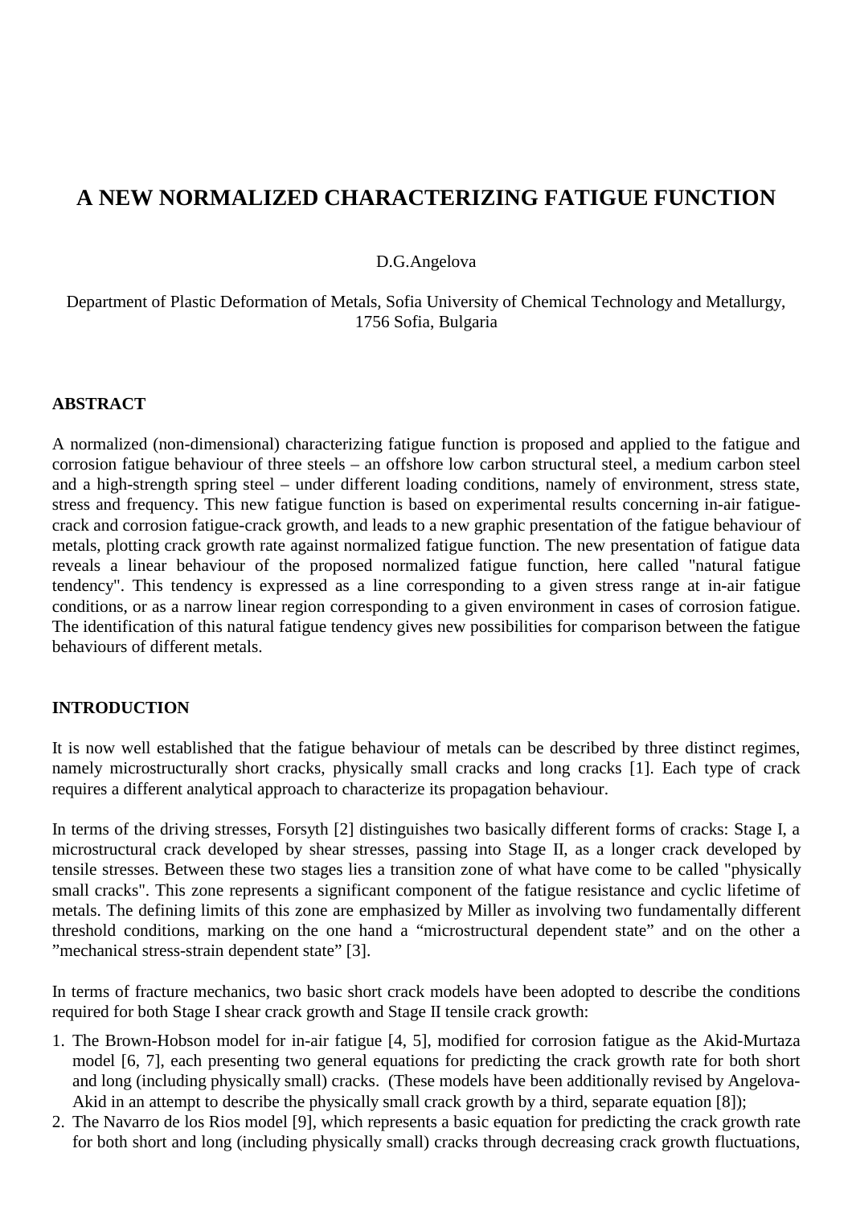# A NEW NORMALIZED CHARACTERIZING FATIGUE FUNCTION

D.G.Angelova

Department of Plastic Deformation of Metals, Sofia University of Chemical Technology and Metallurgy, 1756 Sofia, Bulgaria

## ABSTRACT

A normalized (non-dimensional) characterizing fatigue function is proposed and applied to the fatigue and corrosion fatigue behaviour of three steels – an offshore low carbon structural steel, a medium carbon steel and a high-strength spring steel – under different loading conditions, namely of environment, stress state, stress and frequency. This new fatigue function is based on experimental results concerning in-air fatigue-crack and corrosion fatigue-crack growth, and leads to a new graphic presentation of the fatigue behaviour of metals, plotting crack growth rate against normalized fatigue function. The new presentation of fatigue data reveals a linear behaviour of the proposed normalized fatigue function, here called "natural fatigue tendency". This tendency is expressed as a line corresponding to a given stress range at in-air fatigue conditions, or as a narrow linear region corresponding to a given environment in cases of corrosion fatigue. The identification of this natural fatigue tendency gives new possibilities for comparison between the fatigue behaviours of different metals.

## INTRODUCTION

It is now well established that the fatigue behaviour of metals can be described by three distinct regimes, namely microstructurally short cracks, physically small cracks and long cracks [1]. Each type of crack requires a different analytical approach to characterize its propagation behaviour.

In terms of the driving stresses, Forsyth [2] distinguishes two basically different forms of cracks: Stage I, a microstructural crack developed by shear stresses, passing into Stage II, as a longer crack developed by tensile stresses. Between these two stages lies a transition zone of what have come to be called "physically small cracks". This zone represents a significant component of the fatigue resistance and cyclic lifetime of metals. The defining limits of this zone are emphasized by Miller as involving two fundamentally different threshold conditions, marking on the one hand a "microstructural dependent state" and on the other a "mechanical stress-strain dependent state" [3].

In terms of fracture mechanics, two basic short crack models have been adopted to describe the conditions required for both Stage I shear crack growth and Stage II tensile crack growth:

1. The Brown-Hobson model for in-air fatigue [4, 5], modified for corrosion fatigue as the Akid-Murtaza model [6, 7], each presenting two general equations for predicting the crack growth rate for both short and long (including physically small) cracks. (These models have been additionally revised by Angelova-Akid in an attempt to describe the physically small crack growth by a third, separate equation [8]);
2. The Navarro de los Rios model [9], which represents a basic equation for predicting the crack growth rate for both short and long (including physically small) cracks through decreasing crack growth fluctuations,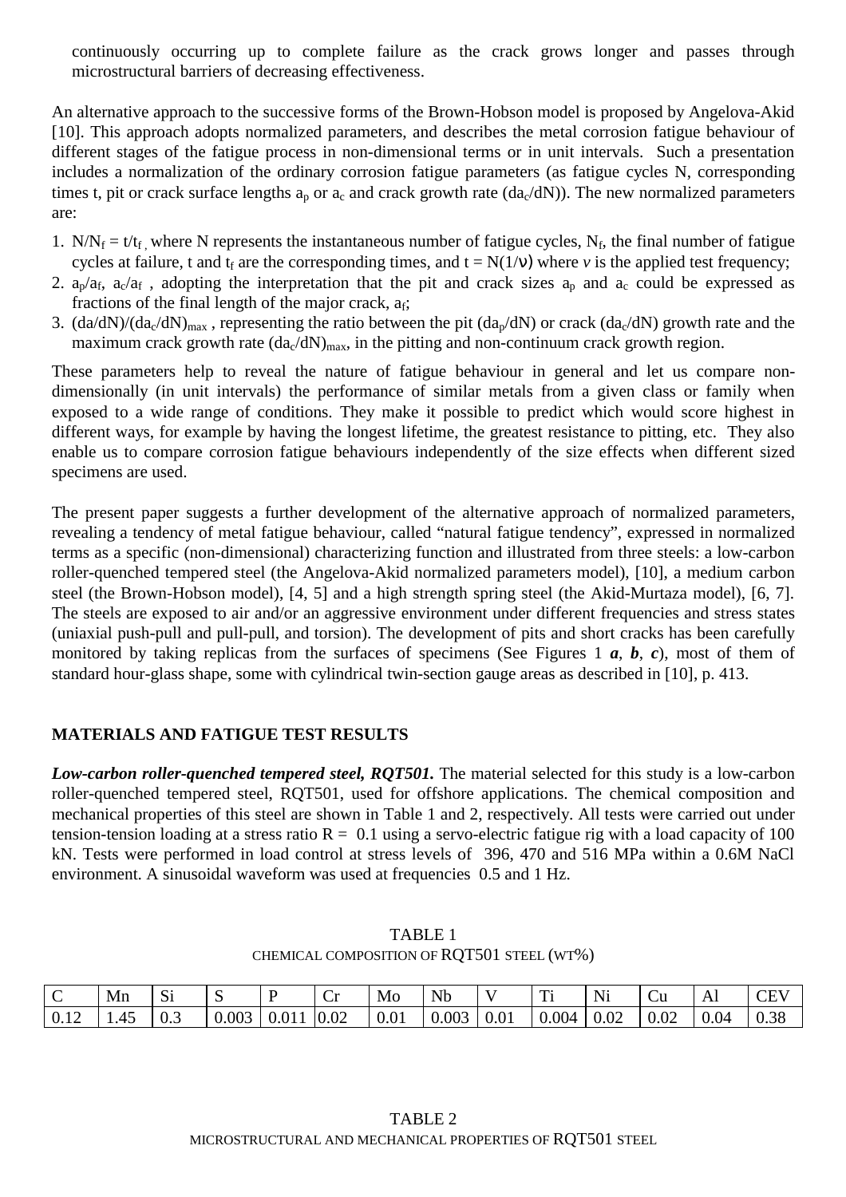continuously occurring up to complete failure as the crack grows longer and passes through microstructural barriers of decreasing effectiveness.

An alternative approach to the successive forms of the Brown-Hobson model is proposed by Angelova-Akid [10]. This approach adopts normalized parameters, and describes the metal corrosion fatigue behaviour of different stages of the fatigue process in non-dimensional terms or in unit intervals. Such a presentation includes a normalization of the ordinary corrosion fatigue parameters (as fatigue cycles N, corresponding times t, pit or crack surface lengths $a_p$ or $a_c$ and crack growth rate ($da_c/dN$)). The new normalized parameters are:

1. $N/N_f = t/t_f$, where N represents the instantaneous number of fatigue cycles, $N_f$, the final number of fatigue cycles at failure, t and $t_f$ are the corresponding times, and $t = N(1/\nu)$ where $\nu$ is the applied test frequency;
2. $a_p/a_f$, $a_c/a_f$ , adopting the interpretation that the pit and crack sizes $a_p$ and $a_c$ could be expressed as fractions of the final length of the major crack, $a_f$;
3. $(da/dN)/(da_c/dN)_{max}$ , representing the ratio between the pit ($da_p/dN$) or crack ($da_c/dN$) growth rate and the maximum crack growth rate $(da_c/dN)_{max}$, in the pitting and non-continuum crack growth region.

These parameters help to reveal the nature of fatigue behaviour in general and let us compare non-dimensionally (in unit intervals) the performance of similar metals from a given class or family when exposed to a wide range of conditions. They make it possible to predict which would score highest in different ways, for example by having the longest lifetime, the greatest resistance to pitting, etc. They also enable us to compare corrosion fatigue behaviours independently of the size effects when different sized specimens are used.

The present paper suggests a further development of the alternative approach of normalized parameters, revealing a tendency of metal fatigue behaviour, called "natural fatigue tendency", expressed in normalized terms as a specific (non-dimensional) characterizing function and illustrated from three steels: a low-carbon roller-quenched tempered steel (the Angelova-Akid normalized parameters model), [10], a medium carbon steel (the Brown-Hobson model), [4, 5] and a high strength spring steel (the Akid-Murtaza model), [6, 7]. The steels are exposed to air and/or an aggressive environment under different frequencies and stress states (uniaxial push-pull and pull-pull, and torsion). The development of pits and short cracks has been carefully monitored by taking replicas from the surfaces of specimens (See Figures 1 ***a***, ***b***, ***c***), most of them of standard hour-glass shape, some with cylindrical twin-section gauge areas as described in [10], p. 413.

## MATERIALS AND FATIGUE TEST RESULTS

***Low-carbon roller-quenched tempered steel, RQT501.*** The material selected for this study is a low-carbon roller-quenched tempered steel, RQT501, used for offshore applications. The chemical composition and mechanical properties of this steel are shown in Table 1 and 2, respectively. All tests were carried out under tension-tension loading at a stress ratio R = 0.1 using a servo-electric fatigue rig with a load capacity of 100 kN. Tests were performed in load control at stress levels of 396, 470 and 516 MPa within a 0.6M NaCl environment. A sinusoidal waveform was used at frequencies 0.5 and 1 Hz.

TABLE 1
CHEMICAL COMPOSITION OF RQT501 STEEL (WT%)

| C | Mn | Si | S | P | Cr | Mo | Nb | V | Ti | Ni | Cu | Al | CEV |
|---|---|---|---|---|---|---|---|---|---|---|---|---|---|
| 0.12 | 1.45 | 0.3 | 0.003 | 0.011 | 0.02 | 0.01 | 0.003 | 0.01 | 0.004 | 0.02 | 0.02 | 0.04 | 0.38 |

TABLE 2
MICROSTRUCTURAL AND MECHANICAL PROPERTIES OF RQT501 STEEL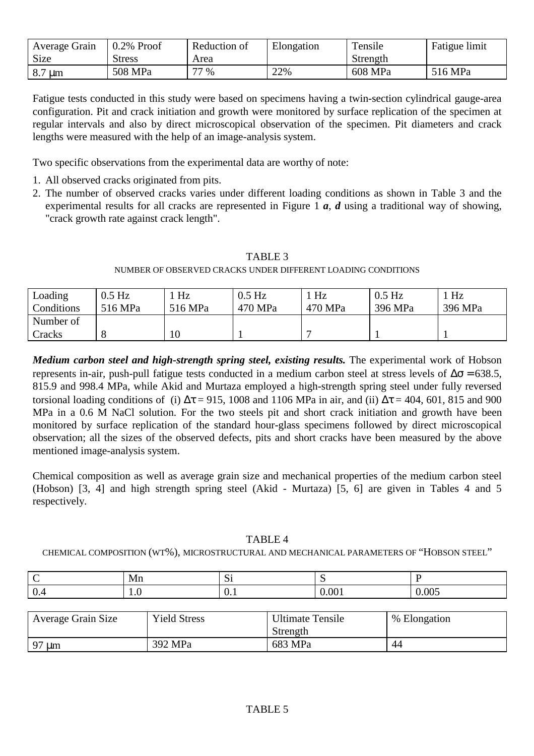| Average Grain Size | 0.2% Proof Stress | Reduction of Area | Elongation | Tensile Strength | Fatigue limit |
|---|---|---|---|---|---|
| 8.7 μm | 508 MPa | 77 % | 22% | 608 MPa | 516 MPa |

Fatigue tests conducted in this study were based on specimens having a twin-section cylindrical gauge-area configuration. Pit and crack initiation and growth were monitored by surface replication of the specimen at regular intervals and also by direct microscopical observation of the specimen. Pit diameters and crack lengths were measured with the help of an image-analysis system.

Two specific observations from the experimental data are worthy of note:

1. All observed cracks originated from pits.
2. The number of observed cracks varies under different loading conditions as shown in Table 3 and the experimental results for all cracks are represented in Figure 1 ***a***, ***d*** using a traditional way of showing, "crack growth rate against crack length".

TABLE 3

NUMBER OF OBSERVED CRACKS UNDER DIFFERENT LOADING CONDITIONS

| Loading Conditions | 0.5 Hz 516 MPa | 1 Hz 516 MPa | 0.5 Hz 470 MPa | 1 Hz 470 MPa | 0.5 Hz 396 MPa | 1 Hz 396 MPa |
|---|---|---|---|---|---|---|
| Number of Cracks | 8 | 10 | 1 | 7 | 1 | 1 |

***Medium carbon steel and high-strength spring steel, existing results.*** The experimental work of Hobson represents in-air, push-pull fatigue tests conducted in a medium carbon steel at stress levels of $\Delta\sigma = 638.5$, 815.9 and 998.4 MPa, while Akid and Murtaza employed a high-strength spring steel under fully reversed torsional loading conditions of (i) $\Delta\tau = 915$, 1008 and 1106 MPa in air, and (ii) $\Delta\tau = 404$, 601, 815 and 900 MPa in a 0.6 M NaCl solution. For the two steels pit and short crack initiation and growth have been monitored by surface replication of the standard hour-glass specimens followed by direct microscopical observation; all the sizes of the observed defects, pits and short cracks have been measured by the above mentioned image-analysis system.

Chemical composition as well as average grain size and mechanical properties of the medium carbon steel (Hobson) [3, 4] and high strength spring steel (Akid - Murtaza) [5, 6] are given in Tables 4 and 5 respectively.

TABLE 4

CHEMICAL COMPOSITION (WT%), MICROSTRUCTURAL AND MECHANICAL PARAMETERS OF "HOBSON STEEL"

| C | Mn | Si | S | P |
|---|---|---|---|---|
| 0.4 | 1.0 | 0.1 | 0.001 | 0.005 |

| Average Grain Size | Yield Stress | Ultimate Tensile Strength | % Elongation |
|---|---|---|---|
| 97 μm | 392 MPa | 683 MPa | 44 |

TABLE 5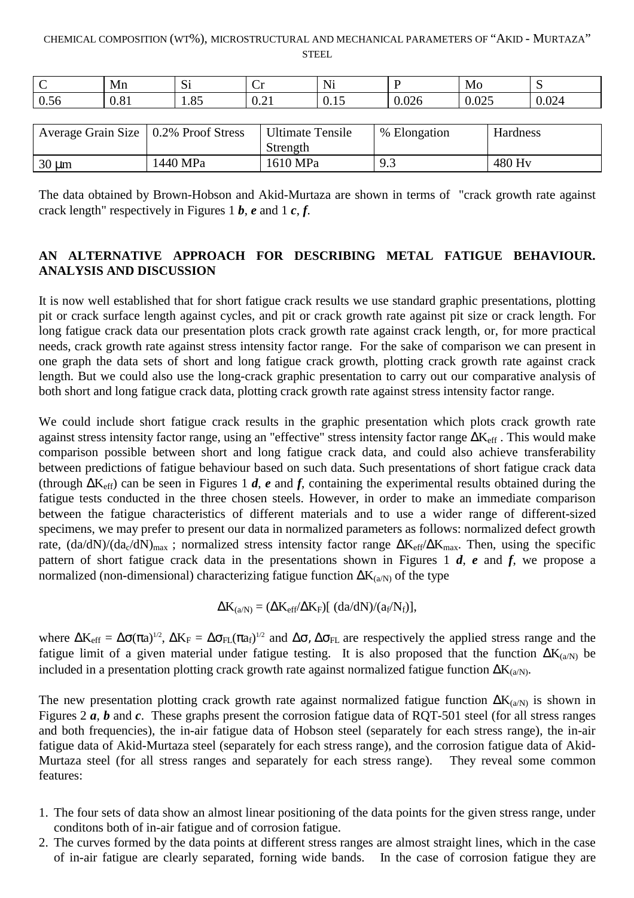CHEMICAL COMPOSITION (WT%), MICROSTRUCTURAL AND MECHANICAL PARAMETERS OF "AKID - MURTAZA" STEEL

| C | Mn | Si | Cr | Ni | P | Mo | S |
|---|---|---|---|---|---|---|---|
| 0.56 | 0.81 | 1.85 | 0.21 | 0.15 | 0.026 | 0.025 | 0.024 |

| Average Grain Size | 0.2% Proof Stress | Ultimate Tensile Strength | % Elongation | Hardness |
|---|---|---|---|---|
| 30 μm | 1440 MPa | 1610 MPa | 9.3 | 480 Hv |

The data obtained by Brown-Hobson and Akid-Murtaza are shown in terms of "crack growth rate against crack length" respectively in Figures 1 ***b***, ***e*** and 1 ***c***, ***f***.

## AN ALTERNATIVE APPROACH FOR DESCRIBING METAL FATIGUE BEHAVIOUR. ANALYSIS AND DISCUSSION

It is now well established that for short fatigue crack results we use standard graphic presentations, plotting pit or crack surface length against cycles, and pit or crack growth rate against pit size or crack length. For long fatigue crack data our presentation plots crack growth rate against crack length, or, for more practical needs, crack growth rate against stress intensity factor range. For the sake of comparison we can present in one graph the data sets of short and long fatigue crack growth, plotting crack growth rate against crack length. But we could also use the long-crack graphic presentation to carry out our comparative analysis of both short and long fatigue crack data, plotting crack growth rate against stress intensity factor range.

We could include short fatigue crack results in the graphic presentation which plots crack growth rate against stress intensity factor range, using an "effective" stress intensity factor range $\Delta K_{eff}$. This would make comparison possible between short and long fatigue crack data, and could also achieve transferability between predictions of fatigue behaviour based on such data. Such presentations of short fatigue crack data (through $\Delta K_{eff}$) can be seen in Figures 1 ***d***, ***e*** and ***f***, containing the experimental results obtained during the fatigue tests conducted in the three chosen steels. However, in order to make an immediate comparison between the fatigue characteristics of different materials and to use a wider range of different-sized specimens, we may prefer to present our data in normalized parameters as follows: normalized defect growth rate, $(da/dN)/(da_c/dN)_{max}$; normalized stress intensity factor range $\Delta K_{eff}/\Delta K_{max}$. Then, using the specific pattern of short fatigue crack data in the presentations shown in Figures 1 ***d***, ***e*** and ***f***, we propose a normalized (non-dimensional) characterizing fatigue function $\Delta K_{(a/N)}$ of the type

$$\Delta K_{(a/N)} = (\Delta K_{eff}/\Delta K_F)[\,(da/dN)/(a_f/N_f)],$$

where $\Delta K_{eff} = \Delta\sigma(\pi a)^{1/2}$, $\Delta K_F = \Delta\sigma_{FL}(\pi a_f)^{1/2}$ and $\Delta\sigma$, $\Delta\sigma_{FL}$ are respectively the applied stress range and the fatigue limit of a given material under fatigue testing. It is also proposed that the function $\Delta K_{(a/N)}$ be included in a presentation plotting crack growth rate against normalized fatigue function $\Delta K_{(a/N)}$.

The new presentation plotting crack growth rate against normalized fatigue function $\Delta K_{(a/N)}$ is shown in Figures 2 ***a***, ***b*** and ***c***. These graphs present the corrosion fatigue data of RQT-501 steel (for all stress ranges and both frequencies), the in-air fatigue data of Hobson steel (separately for each stress range), the in-air fatigue data of Akid-Murtaza steel (separately for each stress range), and the corrosion fatigue data of Akid-Murtaza steel (for all stress ranges and separately for each stress range). They reveal some common features:

1. The four sets of data show an almost linear positioning of the data points for the given stress range, under conditons both of in-air fatigue and of corrosion fatigue.
2. The curves formed by the data points at different stress ranges are almost straight lines, which in the case of in-air fatigue are clearly separated, forning wide bands. In the case of corrosion fatigue they are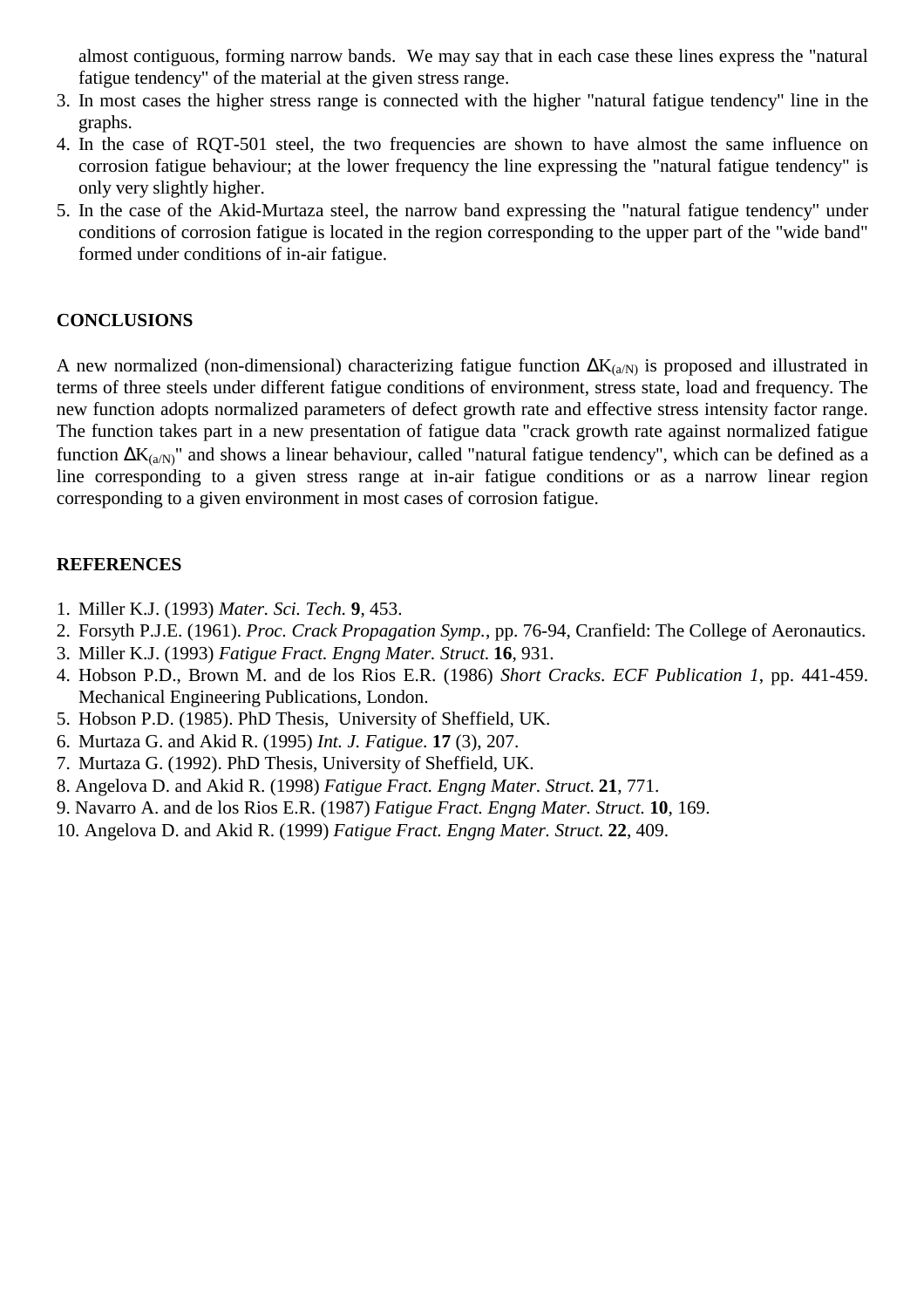almost contiguous, forming narrow bands. We may say that in each case these lines express the "natural fatigue tendency" of the material at the given stress range.

3. In most cases the higher stress range is connected with the higher "natural fatigue tendency" line in the graphs.
4. In the case of RQT-501 steel, the two frequencies are shown to have almost the same influence on corrosion fatigue behaviour; at the lower frequency the line expressing the "natural fatigue tendency" is only very slightly higher.
5. In the case of the Akid-Murtaza steel, the narrow band expressing the "natural fatigue tendency" under conditions of corrosion fatigue is located in the region corresponding to the upper part of the "wide band" formed under conditions of in-air fatigue.

## CONCLUSIONS

A new normalized (non-dimensional) characterizing fatigue function $\Delta K_{(a/N)}$ is proposed and illustrated in terms of three steels under different fatigue conditions of environment, stress state, load and frequency. The new function adopts normalized parameters of defect growth rate and effective stress intensity factor range. The function takes part in a new presentation of fatigue data "crack growth rate against normalized fatigue function $\Delta K_{(a/N)}$" and shows a linear behaviour, called "natural fatigue tendency", which can be defined as a line corresponding to a given stress range at in-air fatigue conditions or as a narrow linear region corresponding to a given environment in most cases of corrosion fatigue.

## REFERENCES

1. Miller K.J. (1993) *Mater. Sci. Tech.* **9**, 453.
2. Forsyth P.J.E. (1961). *Proc. Crack Propagation Symp.*, pp. 76-94, Cranfield: The College of Aeronautics.
3. Miller K.J. (1993) *Fatigue Fract. Engng Mater. Struct.* **16**, 931.
4. Hobson P.D., Brown M. and de los Rios E.R. (1986) *Short Cracks. ECF Publication 1*, pp. 441-459. Mechanical Engineering Publications, London.
5. Hobson P.D. (1985). PhD Thesis, University of Sheffield, UK.
6. Murtaza G. and Akid R. (1995) *Int. J. Fatigue*. **17** (3), 207.
7. Murtaza G. (1992). PhD Thesis, University of Sheffield, UK.
8. Angelova D. and Akid R. (1998) *Fatigue Fract. Engng Mater. Struct.* **21**, 771.
9. Navarro A. and de los Rios E.R. (1987) *Fatigue Fract. Engng Mater. Struct.* **10**, 169.
10. Angelova D. and Akid R. (1999) *Fatigue Fract. Engng Mater. Struct.* **22**, 409.